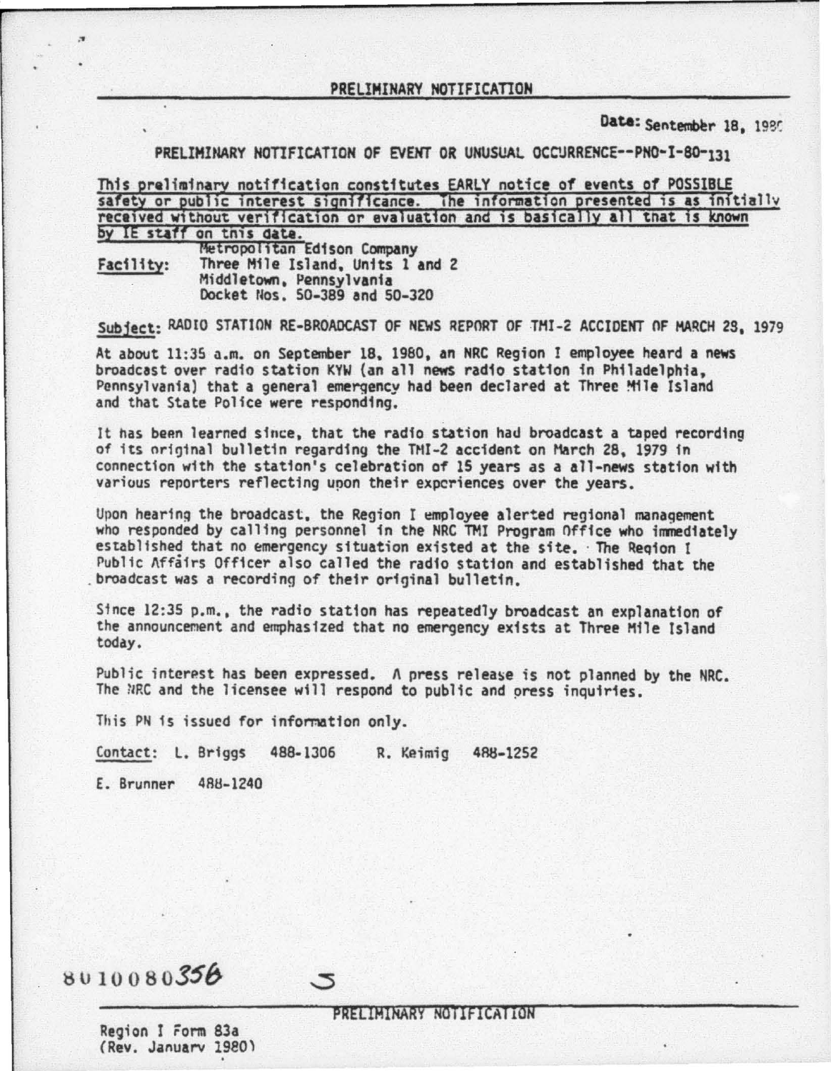# PRELIMINARY NOTIFICATION

Date: September 18, 1980

## PRELIMINARY NOTIFICATION OF EVENT OR UNUSUAL OCCURRENCE--PNO-I-80-131

This preliminary notification constitutes EARLY notice of events of POSSIBLE safety or public interest significance. The information presented is as initially received without verification or evaluation and is basically all that is known by IE staff on this date.

Facility: Metropolitan Edison Company
Three Mile Island, Units 1 and 2
Middletown, Pennsylvania
Docket Nos. 50-389 and 50-320

Subject: RADIO STATION RE-BROADCAST OF NEWS REPORT OF TMI-2 ACCIDENT OF MARCH 28, 1979

At about 11:35 a.m. on September 18, 1980, an NRC Region I employee heard a news broadcast over radio station KYW (an all news radio station in Philadelphia, Pennsylvania) that a general emergency had been declared at Three Mile Island and that State Police were responding.

It has been learned since, that the radio station had broadcast a taped recording of its original bulletin regarding the TMI-2 accident on March 28, 1979 in connection with the station's celebration of 15 years as a all-news station with various reporters reflecting upon their experiences over the years.

Upon hearing the broadcast, the Region I employee alerted regional management who responded by calling personnel in the NRC TMI Program Office who immediately established that no emergency situation existed at the site. The Region I Public Affairs Officer also called the radio station and established that the broadcast was a recording of their original bulletin.

Since 12:35 p.m., the radio station has repeatedly broadcast an explanation of the announcement and emphasized that no emergency exists at Three Mile Island today.

Public interest has been expressed. A press release is not planned by the NRC. The NRC and the licensee will respond to public and press inquiries.

This PN is issued for information only.

Contact: L. Briggs 488-1306 R. Keimig 488-1252

E. Brunner 488-1240

8010080356

PRELIMINARY NOTIFICATION

Region I Form 83a
(Rev. January 1980)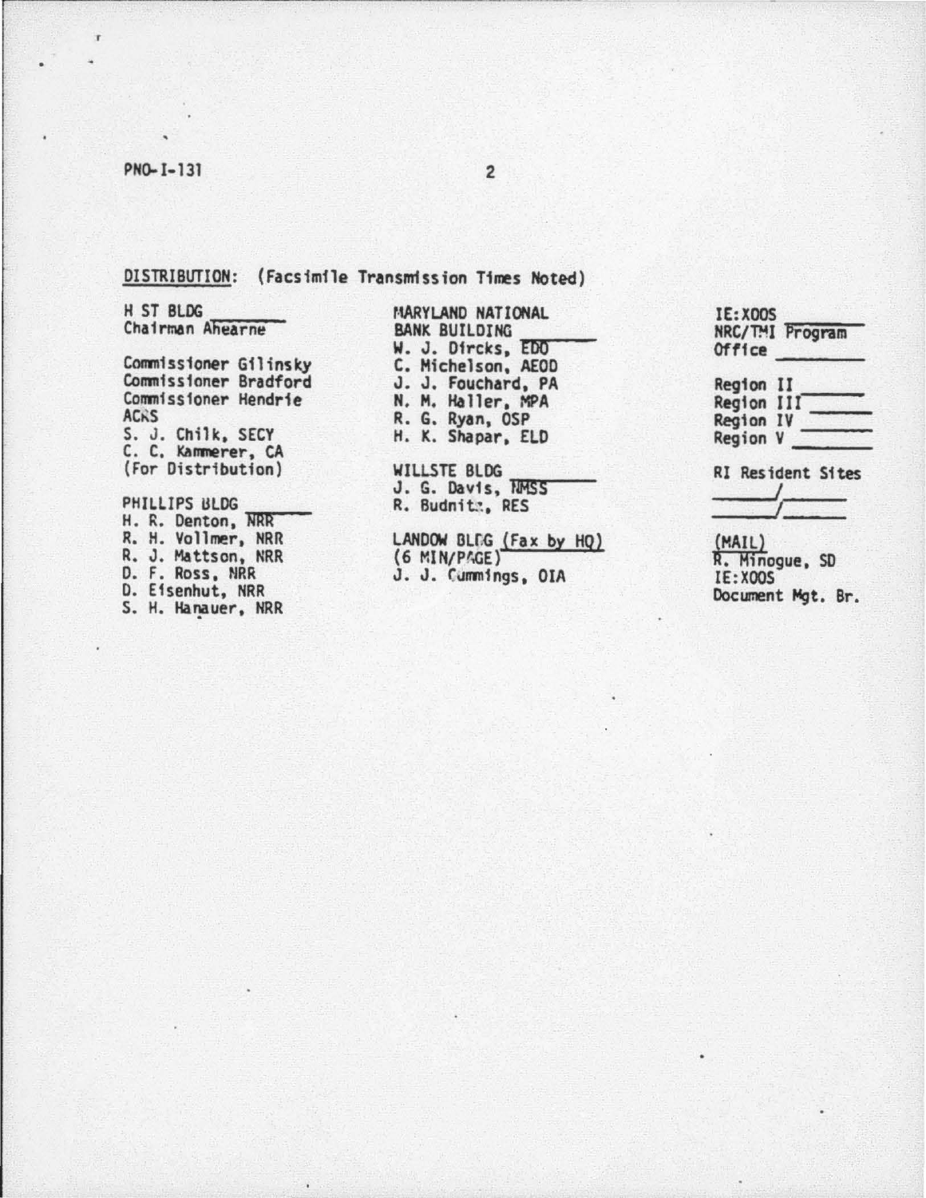PNO-I-131

DISTRIBUTION: (Facsimile Transmission Times Noted)

H ST BLDG ________
Chairman Ahearne

Commissioner Gilinsky
Commissioner Bradford
Commissioner Hendrie
ACRS
S. J. Chilk, SECY
C. C. Kammerer, CA
(For Distribution)

PHILLIPS BLDG ________
H. R. Denton, NRR
R. H. Vollmer, NRR
R. J. Mattson, NRR
D. F. Ross, NRR
D. Eisenhut, NRR
S. H. Hanauer, NRR

MARYLAND NATIONAL
BANK BUILDING ________
W. J. Dircks, EDO
C. Michelson, AEOD
J. J. Fouchard, PA
N. M. Haller, MPA
R. G. Ryan, OSP
H. K. Shapar, ELD

WILLSTE BLDG ________
J. G. Davis, NMSS
R. Budnitz, RES

LANDOW BLDG (Fax by HQ)
(6 MIN/PAGE)
J. J. Cummings, OIA

IE:XOOS ________
NRC/TMI Program
Office ________

Region II ________
Region III ________
Region IV ________
Region V ________

RI Resident Sites
________/________
________/________

(MAIL)
R. Minogue, SD
IE:XOOS
Document Mgt. Br.